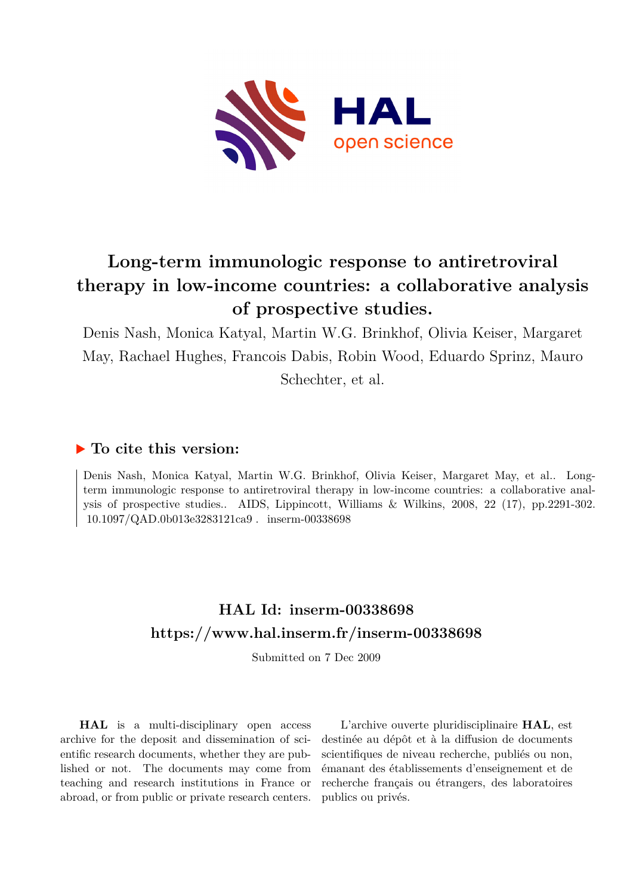# Long-term immunologic response to antiretroviral therapy in low-income countries: a collaborative analysis of prospective studies.

Denis Nash, Monica Katyal, Martin W.G. Brinkhof, Olivia Keiser, Margaret May, Rachael Hughes, Francois Dabis, Robin Wood, Eduardo Sprinz, Mauro Schechter, et al.

## ▶ To cite this version:

Denis Nash, Monica Katyal, Martin W.G. Brinkhof, Olivia Keiser, Margaret May, et al.. Long-term immunologic response to antiretroviral therapy in low-income countries: a collaborative analysis of prospective studies.. AIDS, Lippincott, Williams & Wilkins, 2008, 22 (17), pp.2291-302. 10.1097/QAD.0b013e3283121ca9 . inserm-00338698

## HAL Id: inserm-00338698
## https://www.hal.inserm.fr/inserm-00338698

Submitted on 7 Dec 2009

**HAL** is a multi-disciplinary open access archive for the deposit and dissemination of scientific research documents, whether they are published or not. The documents may come from teaching and research institutions in France or abroad, or from public or private research centers.

L'archive ouverte pluridisciplinaire **HAL**, est destinée au dépôt et à la diffusion de documents scientifiques de niveau recherche, publiés ou non, émanant des établissements d'enseignement et de recherche français ou étrangers, des laboratoires publics ou privés.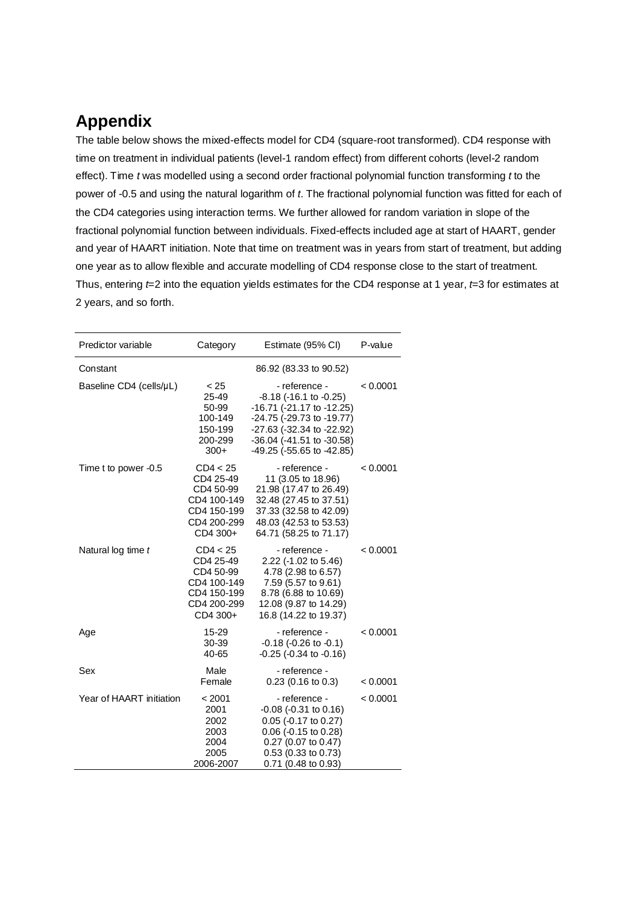# Appendix

The table below shows the mixed-effects model for CD4 (square-root transformed). CD4 response with time on treatment in individual patients (level-1 random effect) from different cohorts (level-2 random effect). Time *t* was modelled using a second order fractional polynomial function transforming *t* to the power of -0.5 and using the natural logarithm of *t*. The fractional polynomial function was fitted for each of the CD4 categories using interaction terms. We further allowed for random variation in slope of the fractional polynomial function between individuals. Fixed-effects included age at start of HAART, gender and year of HAART initiation. Note that time on treatment was in years from start of treatment, but adding one year as to allow flexible and accurate modelling of CD4 response close to the start of treatment. Thus, entering *t*=2 into the equation yields estimates for the CD4 response at 1 year, *t*=3 for estimates at 2 years, and so forth.

| Predictor variable | Category | Estimate (95% CI) | P-value |
|---|---|---|---|
| Constant | | 86.92 (83.33 to 90.52) | |
| Baseline CD4 (cells/µL) | < 25 | - reference - | < 0.0001 |
| | 25-49 | -8.18 (-16.1 to -0.25) | |
| | 50-99 | -16.71 (-21.17 to -12.25) | |
| | 100-149 | -24.75 (-29.73 to -19.77) | |
| | 150-199 | -27.63 (-32.34 to -22.92) | |
| | 200-299 | -36.04 (-41.51 to -30.58) | |
| | 300+ | -49.25 (-55.65 to -42.85) | |
| Time t to power -0.5 | CD4 < 25 | - reference - | < 0.0001 |
| | CD4 25-49 | 11 (3.05 to 18.96) | |
| | CD4 50-99 | 21.98 (17.47 to 26.49) | |
| | CD4 100-149 | 32.48 (27.45 to 37.51) | |
| | CD4 150-199 | 37.33 (32.58 to 42.09) | |
| | CD4 200-299 | 48.03 (42.53 to 53.53) | |
| | CD4 300+ | 64.71 (58.25 to 71.17) | |
| Natural log time *t* | CD4 < 25 | - reference - | < 0.0001 |
| | CD4 25-49 | 2.22 (-1.02 to 5.46) | |
| | CD4 50-99 | 4.78 (2.98 to 6.57) | |
| | CD4 100-149 | 7.59 (5.57 to 9.61) | |
| | CD4 150-199 | 8.78 (6.88 to 10.69) | |
| | CD4 200-299 | 12.08 (9.87 to 14.29) | |
| | CD4 300+ | 16.8 (14.22 to 19.37) | |
| Age | 15-29 | - reference - | < 0.0001 |
| | 30-39 | -0.18 (-0.26 to -0.1) | |
| | 40-65 | -0.25 (-0.34 to -0.16) | |
| Sex | Male | - reference - | |
| | Female | 0.23 (0.16 to 0.3) | < 0.0001 |
| Year of HAART initiation | < 2001 | - reference - | < 0.0001 |
| | 2001 | -0.08 (-0.31 to 0.16) | |
| | 2002 | 0.05 (-0.17 to 0.27) | |
| | 2003 | 0.06 (-0.15 to 0.28) | |
| | 2004 | 0.27 (0.07 to 0.47) | |
| | 2005 | 0.53 (0.33 to 0.73) | |
| | 2006-2007 | 0.71 (0.48 to 0.93) | |